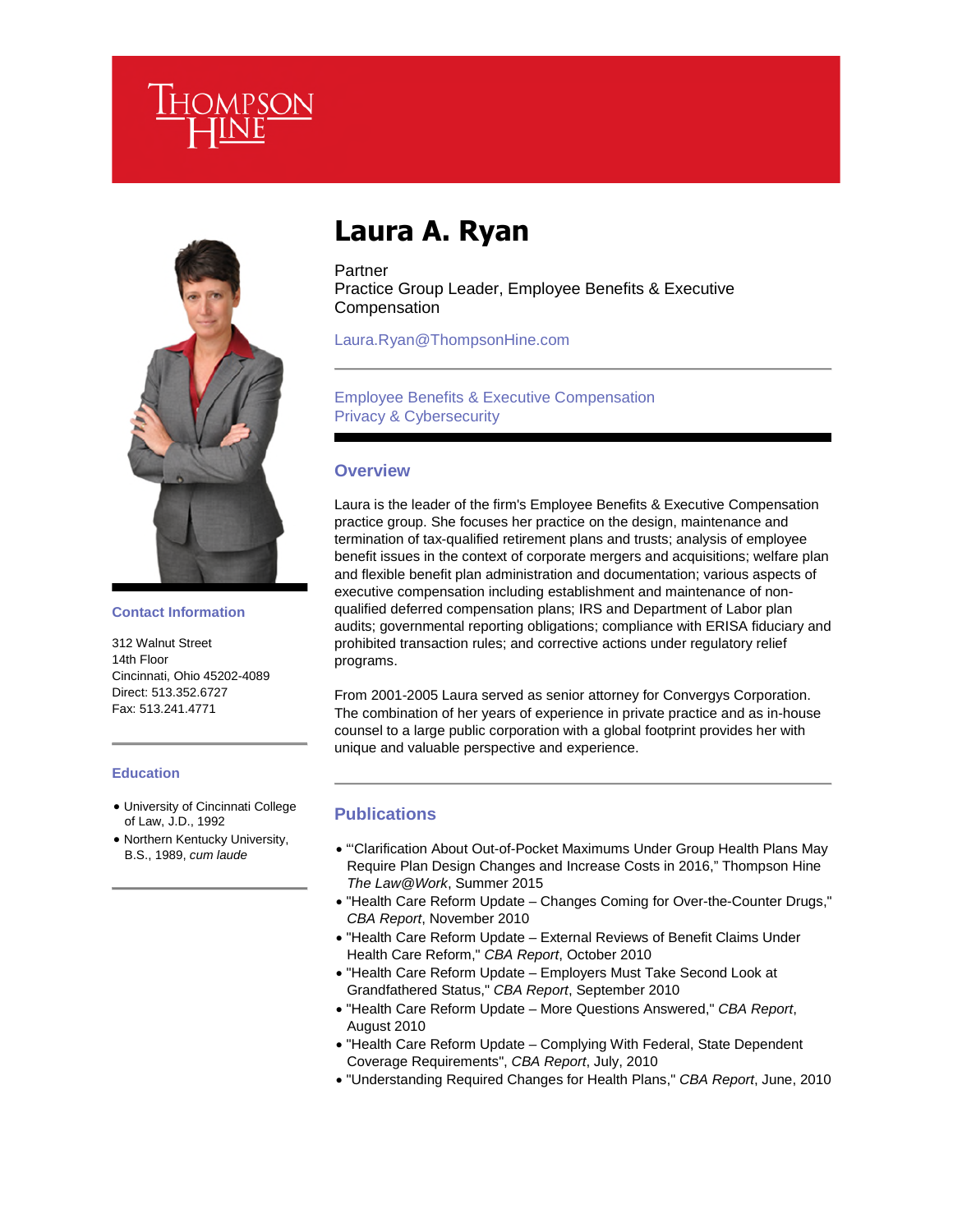# Laura A. Ryan

Partner
Practice Group Leader, Employee Benefits & Executive Compensation

Laura.Ryan@ThompsonHine.com

Employee Benefits & Executive Compensation
Privacy & Cybersecurity

### Contact Information

312 Walnut Street
14th Floor
Cincinnati, Ohio 45202-4089
Direct: 513.352.6727
Fax: 513.241.4771

### Education

- University of Cincinnati College of Law, J.D., 1992
- Northern Kentucky University, B.S., 1989, *cum laude*

## Overview

Laura is the leader of the firm's Employee Benefits & Executive Compensation practice group. She focuses her practice on the design, maintenance and termination of tax-qualified retirement plans and trusts; analysis of employee benefit issues in the context of corporate mergers and acquisitions; welfare plan and flexible benefit plan administration and documentation; various aspects of executive compensation including establishment and maintenance of non-qualified deferred compensation plans; IRS and Department of Labor plan audits; governmental reporting obligations; compliance with ERISA fiduciary and prohibited transaction rules; and corrective actions under regulatory relief programs.

From 2001-2005 Laura served as senior attorney for Convergys Corporation. The combination of her years of experience in private practice and as in-house counsel to a large public corporation with a global footprint provides her with unique and valuable perspective and experience.

## Publications

- "'Clarification About Out-of-Pocket Maximums Under Group Health Plans May Require Plan Design Changes and Increase Costs in 2016," Thompson Hine *The Law@Work*, Summer 2015
- "Health Care Reform Update – Changes Coming for Over-the-Counter Drugs," *CBA Report*, November 2010
- "Health Care Reform Update – External Reviews of Benefit Claims Under Health Care Reform," *CBA Report*, October 2010
- "Health Care Reform Update – Employers Must Take Second Look at Grandfathered Status," *CBA Report*, September 2010
- "Health Care Reform Update – More Questions Answered," *CBA Report*, August 2010
- "Health Care Reform Update – Complying With Federal, State Dependent Coverage Requirements", *CBA Report*, July, 2010
- "Understanding Required Changes for Health Plans," *CBA Report*, June, 2010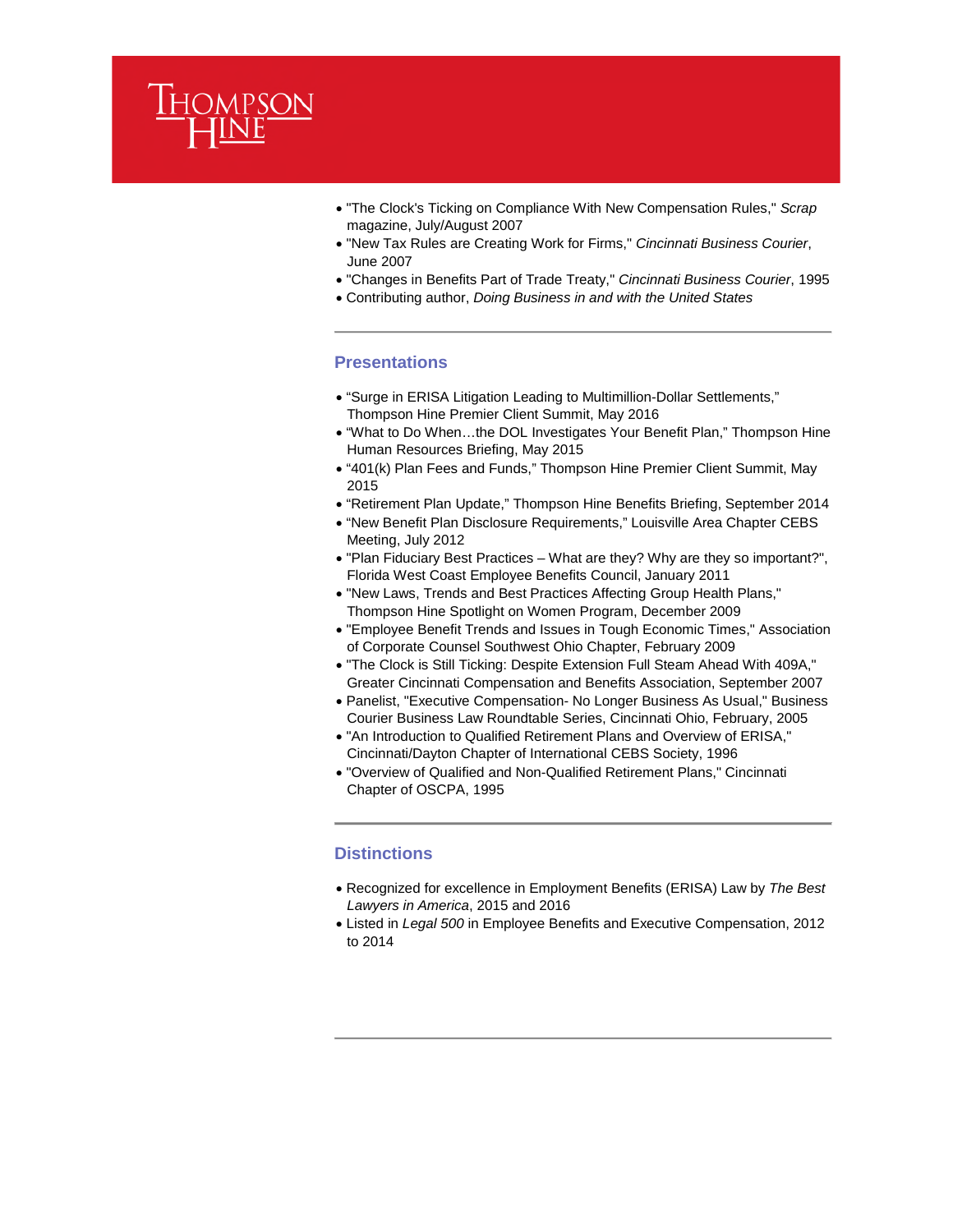- "The Clock's Ticking on Compliance With New Compensation Rules," *Scrap* magazine, July/August 2007
- "New Tax Rules are Creating Work for Firms," *Cincinnati Business Courier*, June 2007
- "Changes in Benefits Part of Trade Treaty," *Cincinnati Business Courier*, 1995
- Contributing author, *Doing Business in and with the United States*

## Presentations

- "Surge in ERISA Litigation Leading to Multimillion-Dollar Settlements," Thompson Hine Premier Client Summit, May 2016
- "What to Do When…the DOL Investigates Your Benefit Plan," Thompson Hine Human Resources Briefing, May 2015
- "401(k) Plan Fees and Funds," Thompson Hine Premier Client Summit, May 2015
- "Retirement Plan Update," Thompson Hine Benefits Briefing, September 2014
- "New Benefit Plan Disclosure Requirements," Louisville Area Chapter CEBS Meeting, July 2012
- "Plan Fiduciary Best Practices – What are they? Why are they so important?", Florida West Coast Employee Benefits Council, January 2011
- "New Laws, Trends and Best Practices Affecting Group Health Plans," Thompson Hine Spotlight on Women Program, December 2009
- "Employee Benefit Trends and Issues in Tough Economic Times," Association of Corporate Counsel Southwest Ohio Chapter, February 2009
- "The Clock is Still Ticking: Despite Extension Full Steam Ahead With 409A," Greater Cincinnati Compensation and Benefits Association, September 2007
- Panelist, "Executive Compensation- No Longer Business As Usual," Business Courier Business Law Roundtable Series, Cincinnati Ohio, February, 2005
- "An Introduction to Qualified Retirement Plans and Overview of ERISA," Cincinnati/Dayton Chapter of International CEBS Society, 1996
- "Overview of Qualified and Non-Qualified Retirement Plans," Cincinnati Chapter of OSCPA, 1995

## Distinctions

- Recognized for excellence in Employment Benefits (ERISA) Law by *The Best Lawyers in America*, 2015 and 2016
- Listed in *Legal 500* in Employee Benefits and Executive Compensation, 2012 to 2014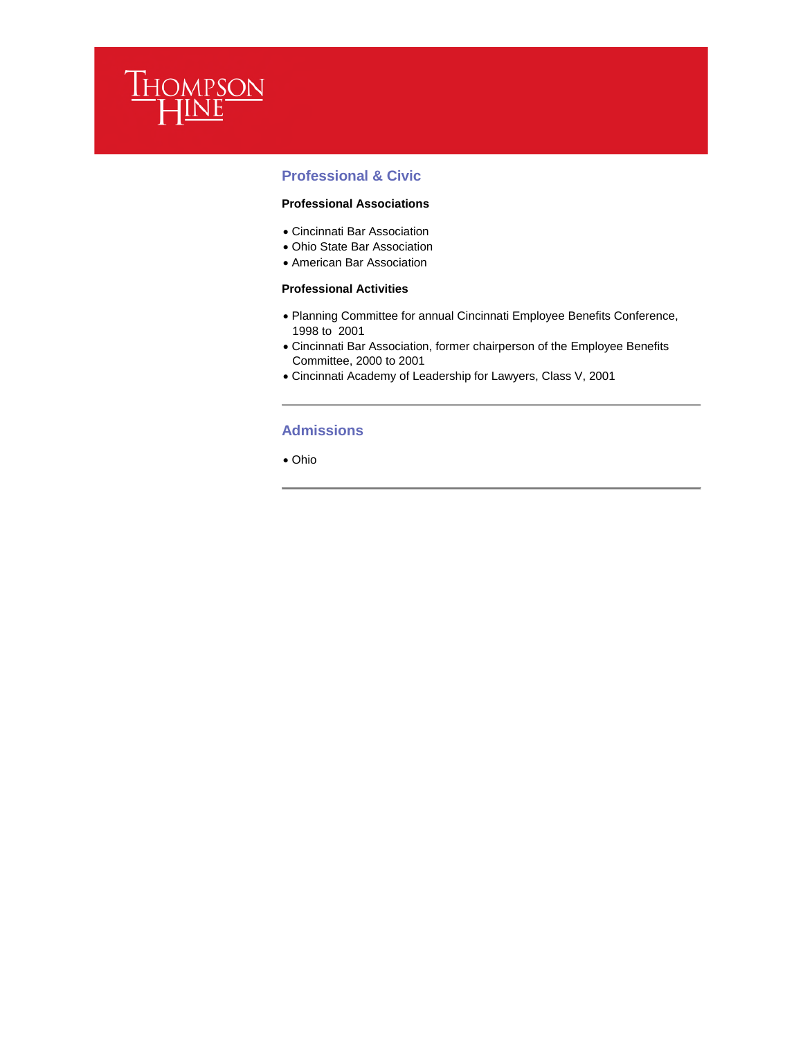## Professional & Civic

### Professional Associations

- Cincinnati Bar Association
- Ohio State Bar Association
- American Bar Association

### Professional Activities

- Planning Committee for annual Cincinnati Employee Benefits Conference, 1998 to 2001
- Cincinnati Bar Association, former chairperson of the Employee Benefits Committee, 2000 to 2001
- Cincinnati Academy of Leadership for Lawyers, Class V, 2001

---

## Admissions

- Ohio

---